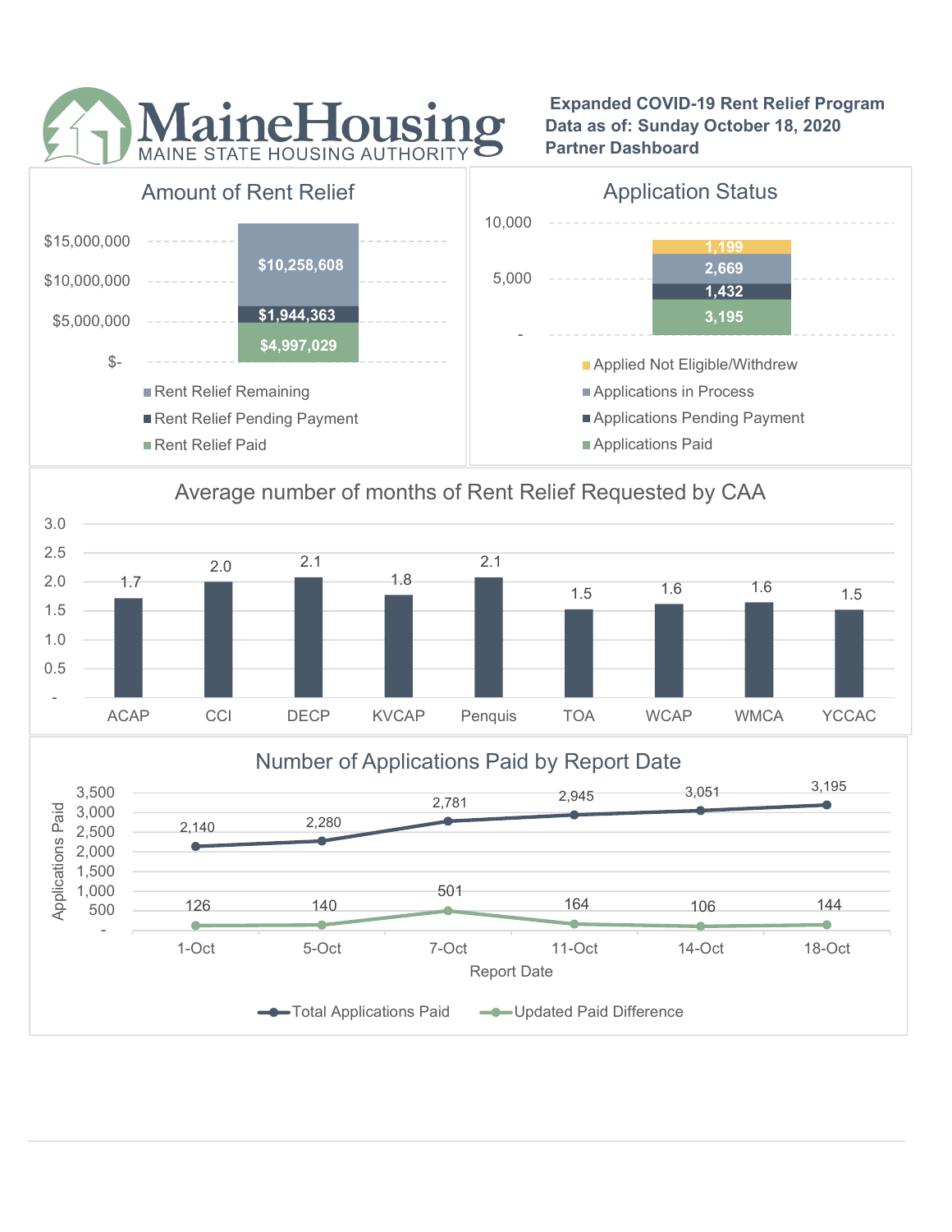# MaineHousing

MAINE STATE HOUSING AUTHORITY

**Expanded COVID-19 Rent Relief Program**
**Data as of: Sunday October 18, 2020**
**Partner Dashboard**

## Amount of Rent Relief

| Category | Amount |
|---|---|
| Rent Relief Remaining | $10,258,608 |
| Rent Relief Pending Payment | $1,944,363 |
| Rent Relief Paid | $4,997,029 |

## Application Status

| Category | Count |
|---|---|
| Applied Not Eligible/Withdrew | 1,199 |
| Applications in Process | 2,669 |
| Applications Pending Payment | 1,432 |
| Applications Paid | 3,195 |

## Average number of months of Rent Relief Requested by CAA

| CAA | Average Months |
|---|---|
| ACAP | 1.7 |
| CCI | 2.0 |
| DECP | 2.1 |
| KVCAP | 1.8 |
| Penquis | 2.1 |
| TOA | 1.5 |
| WCAP | 1.6 |
| WMCA | 1.6 |
| YCCAC | 1.5 |

## Number of Applications Paid by Report Date

| Report Date | Total Applications Paid | Updated Paid Difference |
|---|---|---|
| 1-Oct | 2,140 | 126 |
| 5-Oct | 2,280 | 140 |
| 7-Oct | 2,781 | 501 |
| 11-Oct | 2,945 | 164 |
| 14-Oct | 3,051 | 106 |
| 18-Oct | 3,195 | 144 |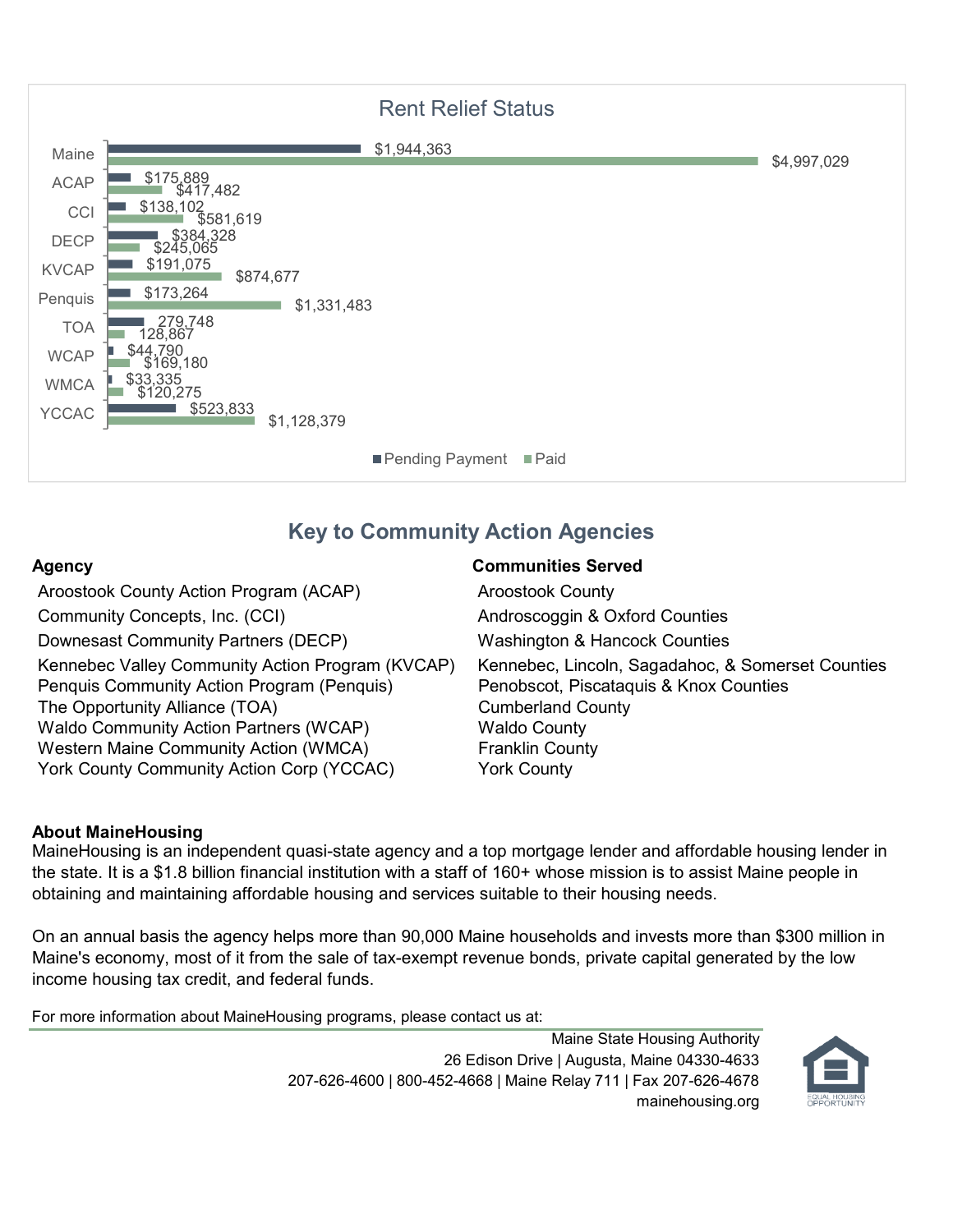## Rent Relief Status

Maine
$1,944,363
$4,997,029

ACAP
$175,889
$417,482

CCI
$138,102
$581,619

DECP
$384,328
$245,065

KVCAP
$191,075
$874,677

Penquis
$173,264
$1,331,483

TOA
279,748
128,867

WCAP
$44,790
$169,180

WMCA
$33,335
$120,275

YCCAC
$523,833
$1,128,379

Pending Payment
Paid

## Key to Community Action Agencies

| Agency | Communities Served |
|---|---|
| Aroostook County Action Program (ACAP) | Aroostook County |
| Community Concepts, Inc. (CCI) | Androscoggin & Oxford Counties |
| Downesast Community Partners (DECP) | Washington & Hancock Counties |
| Kennebec Valley Community Action Program (KVCAP) | Kennebec, Lincoln, Sagadahoc, & Somerset Counties |
| Penquis Community Action Program (Penquis) | Penobscot, Piscataquis & Knox Counties |
| The Opportunity Alliance (TOA) | Cumberland County |
| Waldo Community Action Partners (WCAP) | Waldo County |
| Western Maine Community Action (WMCA) | Franklin County |
| York County Community Action Corp (YCCAC) | York County |

**About MaineHousing**
MaineHousing is an independent quasi-state agency and a top mortgage lender and affordable housing lender in the state. It is a $1.8 billion financial institution with a staff of 160+ whose mission is to assist Maine people in obtaining and maintaining affordable housing and services suitable to their housing needs.

On an annual basis the agency helps more than 90,000 Maine households and invests more than $300 million in Maine's economy, most of it from the sale of tax-exempt revenue bonds, private capital generated by the low income housing tax credit, and federal funds.

For more information about MaineHousing programs, please contact us at:

Maine State Housing Authority
26 Edison Drive | Augusta, Maine 04330-4633
207-626-4600 | 800-452-4668 | Maine Relay 711 | Fax 207-626-4678
mainehousing.org

EQUAL HOUSING OPPORTUNITY